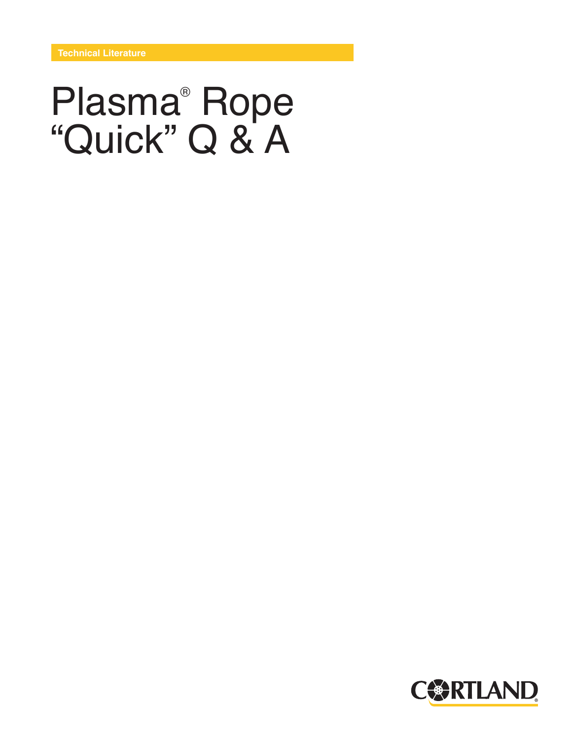Technical Literature

# Plasma® Rope "Quick" Q & A

CORTLAND®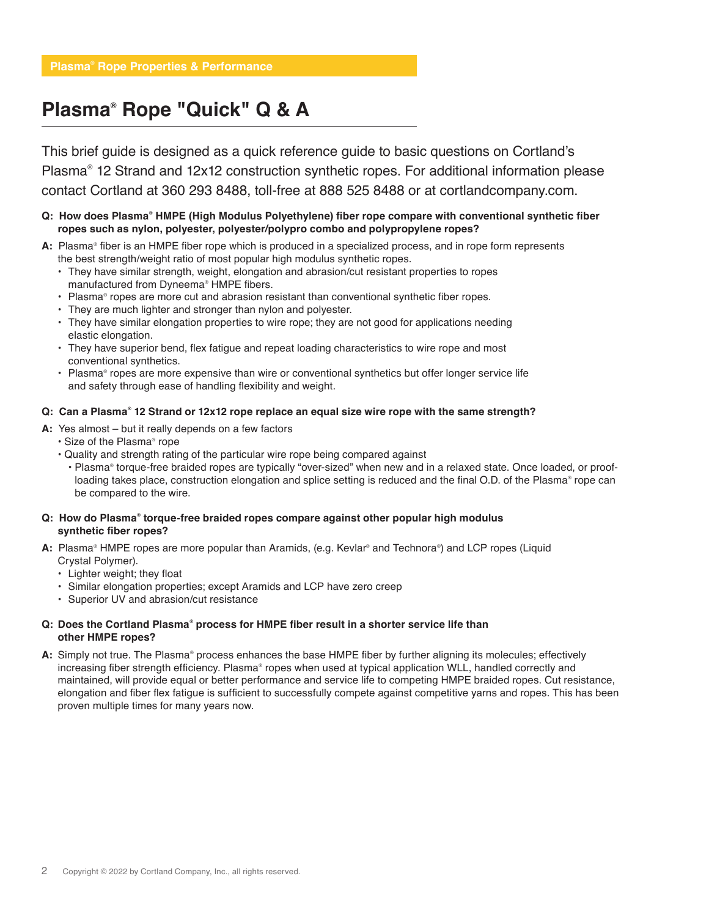Plasma® Rope Properties & Performance

# Plasma® Rope "Quick" Q & A

This brief guide is designed as a quick reference guide to basic questions on Cortland's Plasma® 12 Strand and 12x12 construction synthetic ropes. For additional information please contact Cortland at 360 293 8488, toll-free at 888 525 8488 or at cortlandcompany.com.

**Q: How does Plasma® HMPE (High Modulus Polyethylene) fiber rope compare with conventional synthetic fiber ropes such as nylon, polyester, polyester/polypro combo and polypropylene ropes?**

**A:** Plasma® fiber is an HMPE fiber rope which is produced in a specialized process, and in rope form represents the best strength/weight ratio of most popular high modulus synthetic ropes.

- They have similar strength, weight, elongation and abrasion/cut resistant properties to ropes manufactured from Dyneema® HMPE fibers.
- Plasma® ropes are more cut and abrasion resistant than conventional synthetic fiber ropes.
- They are much lighter and stronger than nylon and polyester.
- They have similar elongation properties to wire rope; they are not good for applications needing elastic elongation.
- They have superior bend, flex fatigue and repeat loading characteristics to wire rope and most conventional synthetics.
- Plasma® ropes are more expensive than wire or conventional synthetics but offer longer service life and safety through ease of handling flexibility and weight.

**Q: Can a Plasma® 12 Strand or 12x12 rope replace an equal size wire rope with the same strength?**

**A:** Yes almost – but it really depends on a few factors

- Size of the Plasma® rope
- Quality and strength rating of the particular wire rope being compared against
  - Plasma® torque-free braided ropes are typically "over-sized" when new and in a relaxed state. Once loaded, or proof-loading takes place, construction elongation and splice setting is reduced and the final O.D. of the Plasma® rope can be compared to the wire.

**Q: How do Plasma® torque-free braided ropes compare against other popular high modulus synthetic fiber ropes?**

**A:** Plasma® HMPE ropes are more popular than Aramids, (e.g. Kevlar® and Technora®) and LCP ropes (Liquid Crystal Polymer).

- Lighter weight; they float
- Similar elongation properties; except Aramids and LCP have zero creep
- Superior UV and abrasion/cut resistance

**Q: Does the Cortland Plasma® process for HMPE fiber result in a shorter service life than other HMPE ropes?**

**A:** Simply not true. The Plasma® process enhances the base HMPE fiber by further aligning its molecules; effectively increasing fiber strength efficiency. Plasma® ropes when used at typical application WLL, handled correctly and maintained, will provide equal or better performance and service life to competing HMPE braided ropes. Cut resistance, elongation and fiber flex fatigue is sufficient to successfully compete against competitive yarns and ropes. This has been proven multiple times for many years now.

Copyright © 2022 by Cortland Company, Inc., all rights reserved.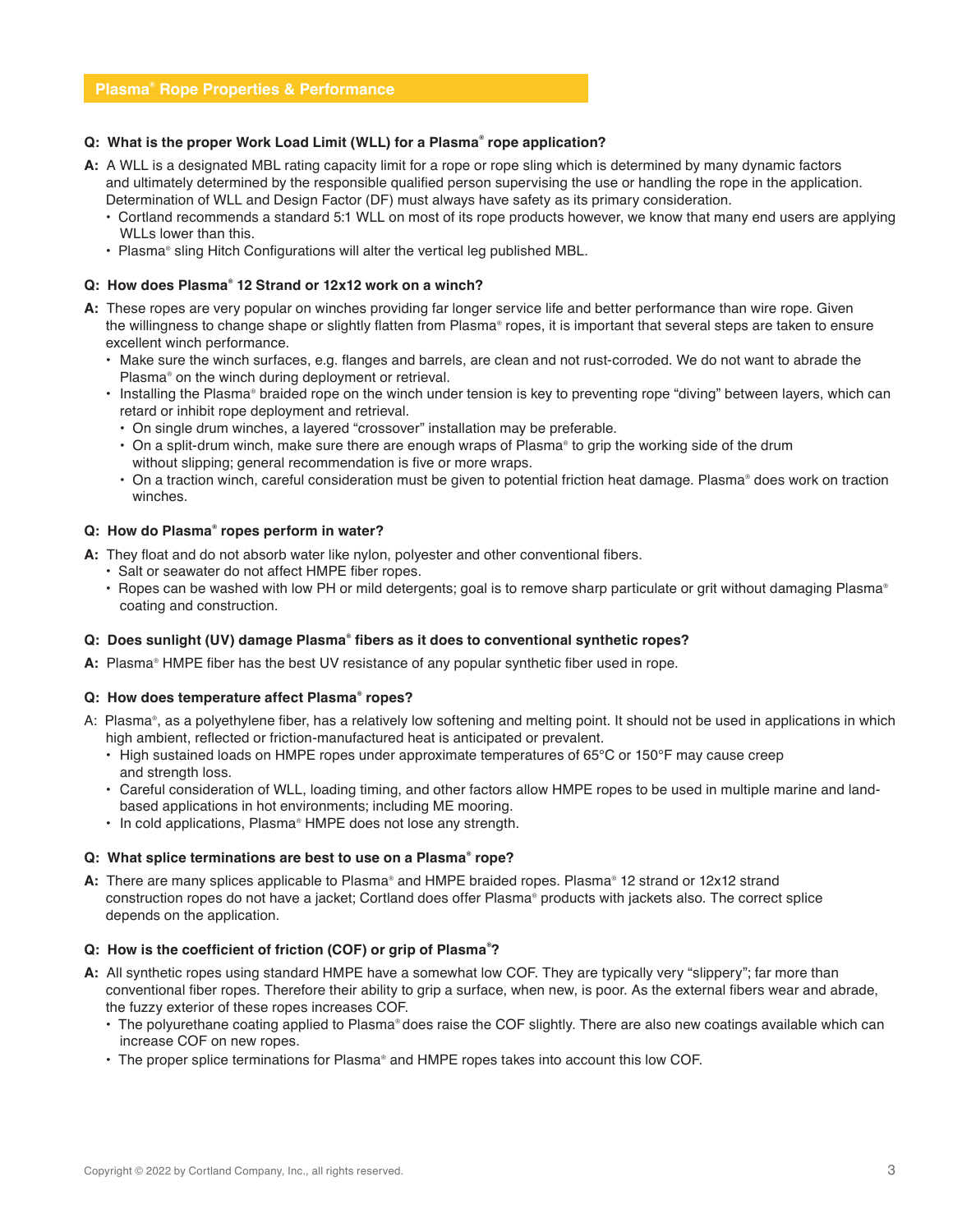## Plasma® Rope Properties & Performance

**Q: What is the proper Work Load Limit (WLL) for a Plasma® rope application?**

**A:** A WLL is a designated MBL rating capacity limit for a rope or rope sling which is determined by many dynamic factors and ultimately determined by the responsible qualified person supervising the use or handling the rope in the application. Determination of WLL and Design Factor (DF) must always have safety as its primary consideration.

- Cortland recommends a standard 5:1 WLL on most of its rope products however, we know that many end users are applying WLLs lower than this.
- Plasma® sling Hitch Configurations will alter the vertical leg published MBL.

**Q: How does Plasma® 12 Strand or 12x12 work on a winch?**

**A:** These ropes are very popular on winches providing far longer service life and better performance than wire rope. Given the willingness to change shape or slightly flatten from Plasma® ropes, it is important that several steps are taken to ensure excellent winch performance.

- Make sure the winch surfaces, e.g. flanges and barrels, are clean and not rust-corroded. We do not want to abrade the Plasma® on the winch during deployment or retrieval.
- Installing the Plasma® braided rope on the winch under tension is key to preventing rope "diving" between layers, which can retard or inhibit rope deployment and retrieval.
  - On single drum winches, a layered "crossover" installation may be preferable.
  - On a split-drum winch, make sure there are enough wraps of Plasma® to grip the working side of the drum without slipping; general recommendation is five or more wraps.
  - On a traction winch, careful consideration must be given to potential friction heat damage. Plasma® does work on traction winches.

**Q: How do Plasma® ropes perform in water?**

**A:** They float and do not absorb water like nylon, polyester and other conventional fibers.

- Salt or seawater do not affect HMPE fiber ropes.
- Ropes can be washed with low PH or mild detergents; goal is to remove sharp particulate or grit without damaging Plasma® coating and construction.

**Q: Does sunlight (UV) damage Plasma® fibers as it does to conventional synthetic ropes?**

**A:** Plasma® HMPE fiber has the best UV resistance of any popular synthetic fiber used in rope.

**Q: How does temperature affect Plasma® ropes?**

A: Plasma®, as a polyethylene fiber, has a relatively low softening and melting point. It should not be used in applications in which high ambient, reflected or friction-manufactured heat is anticipated or prevalent.

- High sustained loads on HMPE ropes under approximate temperatures of 65°C or 150°F may cause creep and strength loss.
- Careful consideration of WLL, loading timing, and other factors allow HMPE ropes to be used in multiple marine and land-based applications in hot environments; including ME mooring.
- In cold applications, Plasma® HMPE does not lose any strength.

**Q: What splice terminations are best to use on a Plasma® rope?**

**A:** There are many splices applicable to Plasma® and HMPE braided ropes. Plasma® 12 strand or 12x12 strand construction ropes do not have a jacket; Cortland does offer Plasma® products with jackets also. The correct splice depends on the application.

**Q: How is the coefficient of friction (COF) or grip of Plasma®?**

**A:** All synthetic ropes using standard HMPE have a somewhat low COF. They are typically very "slippery"; far more than conventional fiber ropes. Therefore their ability to grip a surface, when new, is poor. As the external fibers wear and abrade, the fuzzy exterior of these ropes increases COF.

- The polyurethane coating applied to Plasma® does raise the COF slightly. There are also new coatings available which can increase COF on new ropes.
- The proper splice terminations for Plasma® and HMPE ropes takes into account this low COF.

Copyright © 2022 by Cortland Company, Inc., all rights reserved.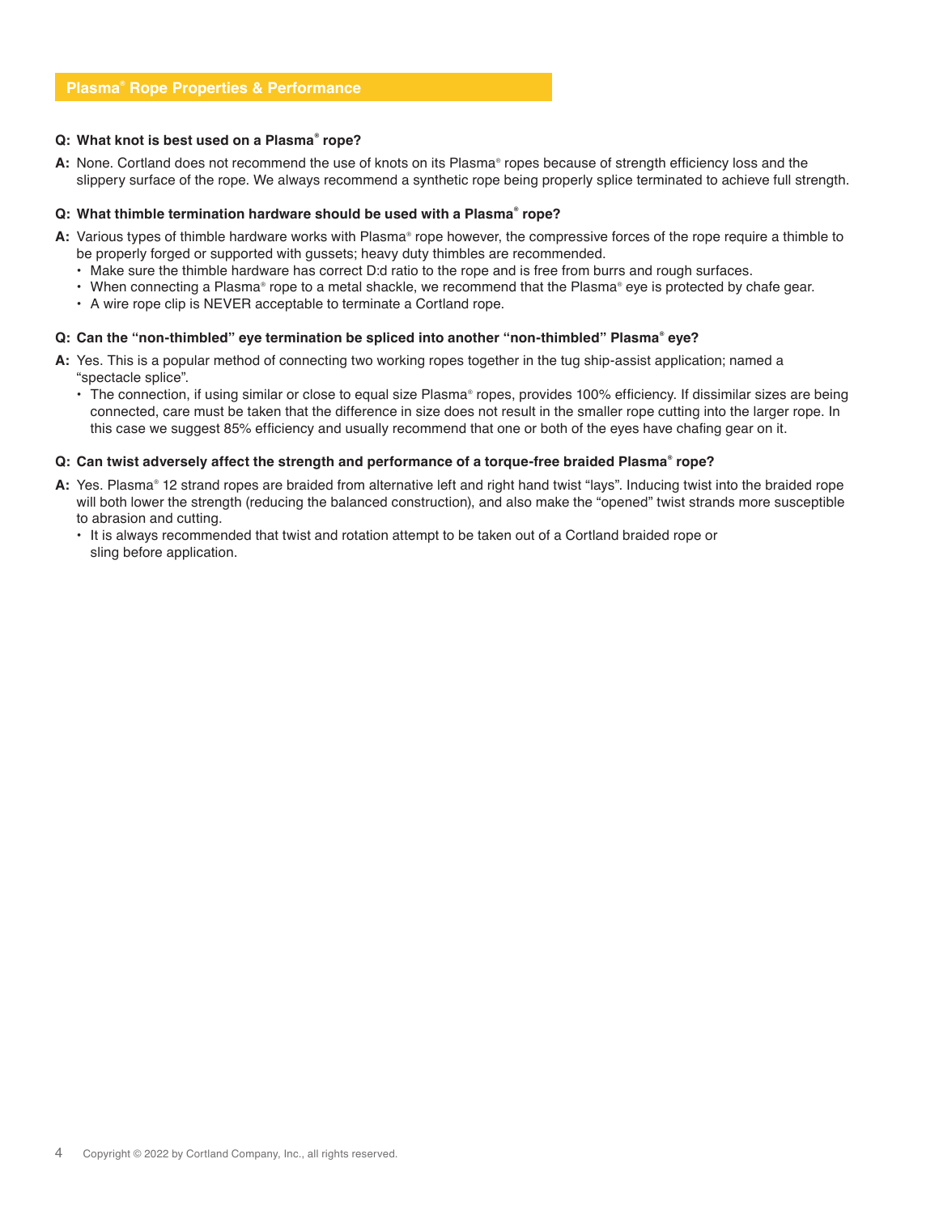## Plasma® Rope Properties & Performance

**Q: What knot is best used on a Plasma® rope?**

**A:** None. Cortland does not recommend the use of knots on its Plasma® ropes because of strength efficiency loss and the slippery surface of the rope. We always recommend a synthetic rope being properly splice terminated to achieve full strength.

**Q: What thimble termination hardware should be used with a Plasma® rope?**

**A:** Various types of thimble hardware works with Plasma® rope however, the compressive forces of the rope require a thimble to be properly forged or supported with gussets; heavy duty thimbles are recommended.

- Make sure the thimble hardware has correct D:d ratio to the rope and is free from burrs and rough surfaces.
- When connecting a Plasma® rope to a metal shackle, we recommend that the Plasma® eye is protected by chafe gear.
- A wire rope clip is NEVER acceptable to terminate a Cortland rope.

**Q: Can the "non-thimbled" eye termination be spliced into another "non-thimbled" Plasma® eye?**

**A:** Yes. This is a popular method of connecting two working ropes together in the tug ship-assist application; named a "spectacle splice".

- The connection, if using similar or close to equal size Plasma® ropes, provides 100% efficiency. If dissimilar sizes are being connected, care must be taken that the difference in size does not result in the smaller rope cutting into the larger rope. In this case we suggest 85% efficiency and usually recommend that one or both of the eyes have chafing gear on it.

**Q: Can twist adversely affect the strength and performance of a torque-free braided Plasma® rope?**

**A:** Yes. Plasma® 12 strand ropes are braided from alternative left and right hand twist "lays". Inducing twist into the braided rope will both lower the strength (reducing the balanced construction), and also make the "opened" twist strands more susceptible to abrasion and cutting.

- It is always recommended that twist and rotation attempt to be taken out of a Cortland braided rope or sling before application.

Copyright © 2022 by Cortland Company, Inc., all rights reserved.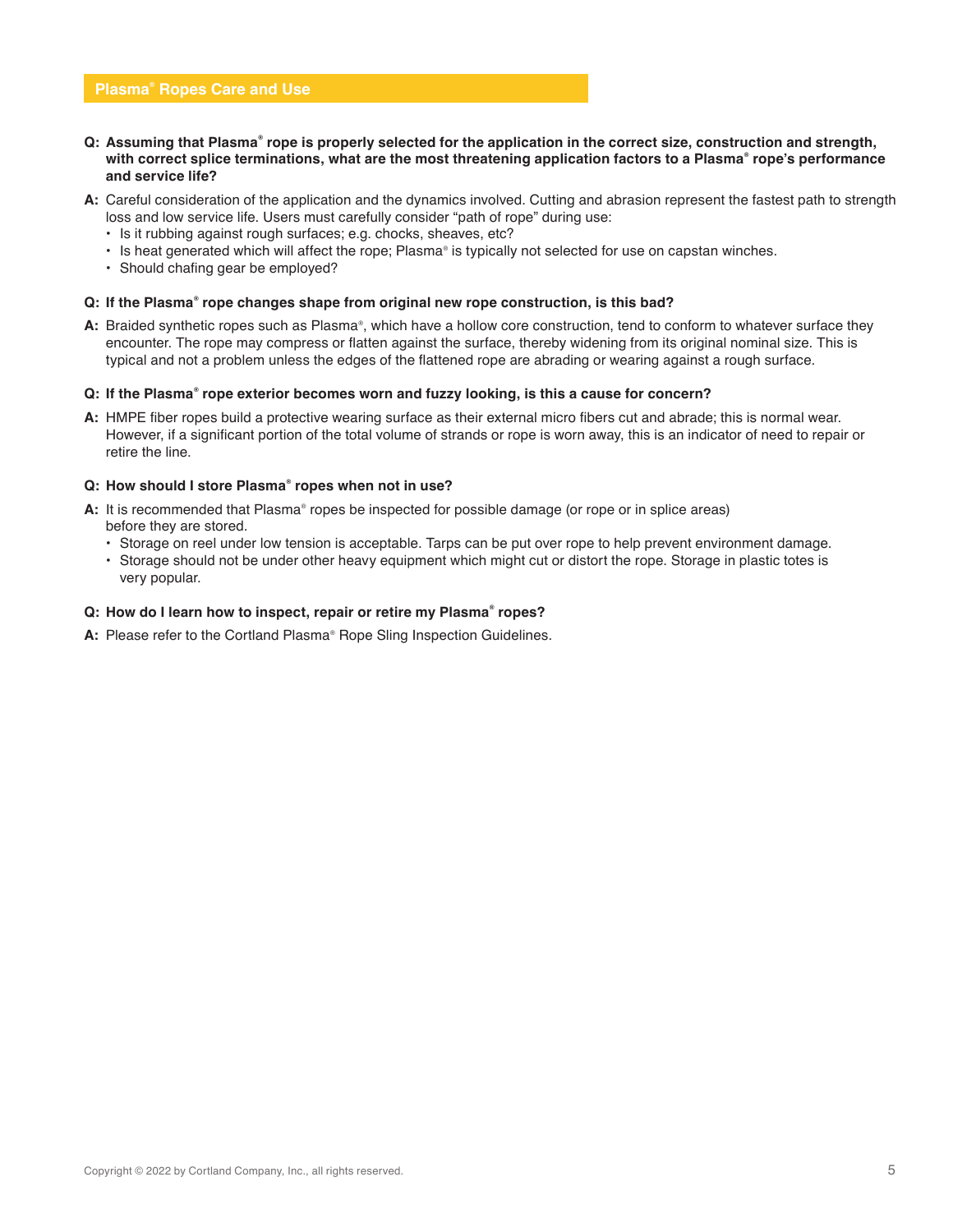## Plasma® Ropes Care and Use

**Q: Assuming that Plasma® rope is properly selected for the application in the correct size, construction and strength, with correct splice terminations, what are the most threatening application factors to a Plasma® rope's performance and service life?**

**A:** Careful consideration of the application and the dynamics involved. Cutting and abrasion represent the fastest path to strength loss and low service life. Users must carefully consider "path of rope" during use:

- Is it rubbing against rough surfaces; e.g. chocks, sheaves, etc?
- Is heat generated which will affect the rope; Plasma® is typically not selected for use on capstan winches.
- Should chafing gear be employed?

**Q: If the Plasma® rope changes shape from original new rope construction, is this bad?**

**A:** Braided synthetic ropes such as Plasma®, which have a hollow core construction, tend to conform to whatever surface they encounter. The rope may compress or flatten against the surface, thereby widening from its original nominal size. This is typical and not a problem unless the edges of the flattened rope are abrading or wearing against a rough surface.

**Q: If the Plasma® rope exterior becomes worn and fuzzy looking, is this a cause for concern?**

**A:** HMPE fiber ropes build a protective wearing surface as their external micro fibers cut and abrade; this is normal wear. However, if a significant portion of the total volume of strands or rope is worn away, this is an indicator of need to repair or retire the line.

**Q: How should I store Plasma® ropes when not in use?**

**A:** It is recommended that Plasma® ropes be inspected for possible damage (or rope or in splice areas) before they are stored.

- Storage on reel under low tension is acceptable. Tarps can be put over rope to help prevent environment damage.
- Storage should not be under other heavy equipment which might cut or distort the rope. Storage in plastic totes is very popular.

**Q: How do I learn how to inspect, repair or retire my Plasma® ropes?**

**A:** Please refer to the Cortland Plasma® Rope Sling Inspection Guidelines.

Copyright © 2022 by Cortland Company, Inc., all rights reserved.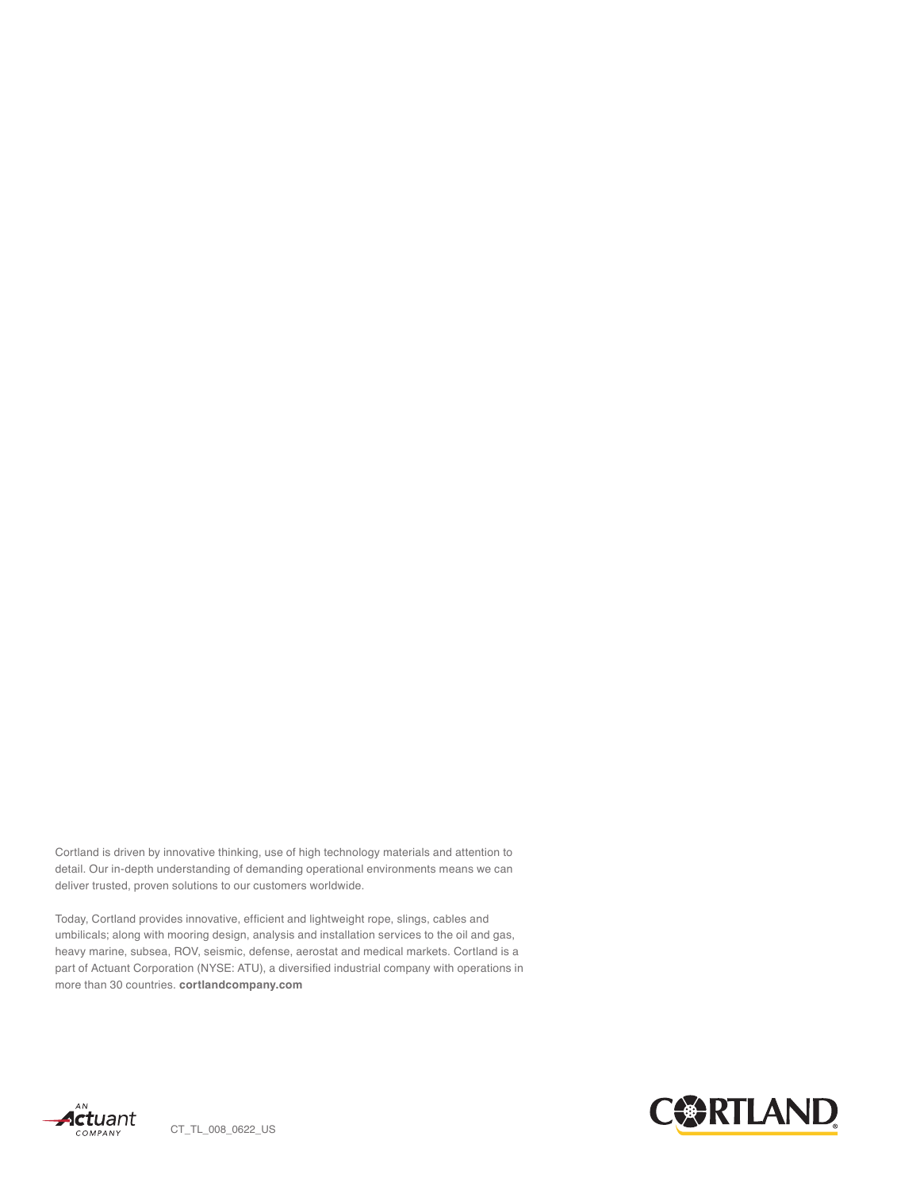Cortland is driven by innovative thinking, use of high technology materials and attention to detail. Our in-depth understanding of demanding operational environments means we can deliver trusted, proven solutions to our customers worldwide.

Today, Cortland provides innovative, efficient and lightweight rope, slings, cables and umbilicals; along with mooring design, analysis and installation services to the oil and gas, heavy marine, subsea, ROV, seismic, defense, aerostat and medical markets. Cortland is a part of Actuant Corporation (NYSE: ATU), a diversified industrial company with operations in more than 30 countries. **cortlandcompany.com**

CT_TL_008_0622_US